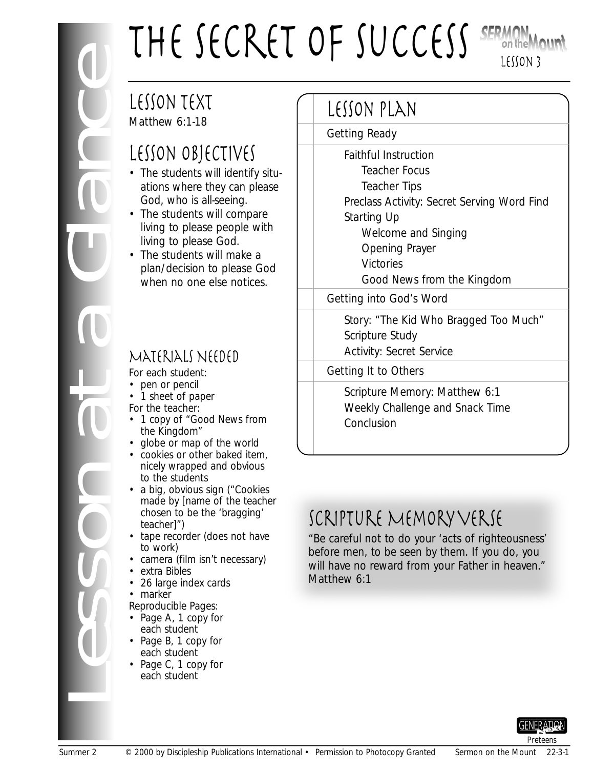# The Secret of Success

Sermon on the Mount
Lesson 3

Lesson at a Glance

## Lesson Text

Matthew 6:1-18

## Lesson Objectives

- The students will identify situations where they can please God, who is all-seeing.
- The students will compare living to please people with living to please God.
- The students will make a plan/decision to please God when no one else notices.

## Materials Needed

For each student:
- pen or pencil
- 1 sheet of paper

For the teacher:
- 1 copy of "Good News from the Kingdom"
- globe or map of the world
- cookies or other baked item, nicely wrapped and obvious to the students
- a big, obvious sign ("Cookies made by [name of the teacher chosen to be the 'bragging' teacher]")
- tape recorder (does not have to work)
- camera (film isn't necessary)
- extra Bibles
- 26 large index cards
- marker

Reproducible Pages:
- Page A, 1 copy for each student
- Page B, 1 copy for each student
- Page C, 1 copy for each student

## Lesson Plan

**Getting Ready**
- Faithful Instruction
  - Teacher Focus
  - Teacher Tips
- Preclass Activity: Secret Serving Word Find
- Starting Up
  - Welcome and Singing
  - Opening Prayer
  - Victories
  - Good News from the Kingdom

**Getting into God's Word**
- Story: "The Kid Who Bragged Too Much"
- Scripture Study
- Activity: Secret Service

**Getting It to Others**
- Scripture Memory: Matthew 6:1
- Weekly Challenge and Snack Time
- Conclusion

## Scripture Memory Verse

"Be careful not to do your 'acts of righteousness' before men, to be seen by them. If you do, you will have no reward from your Father in heaven." Matthew 6:1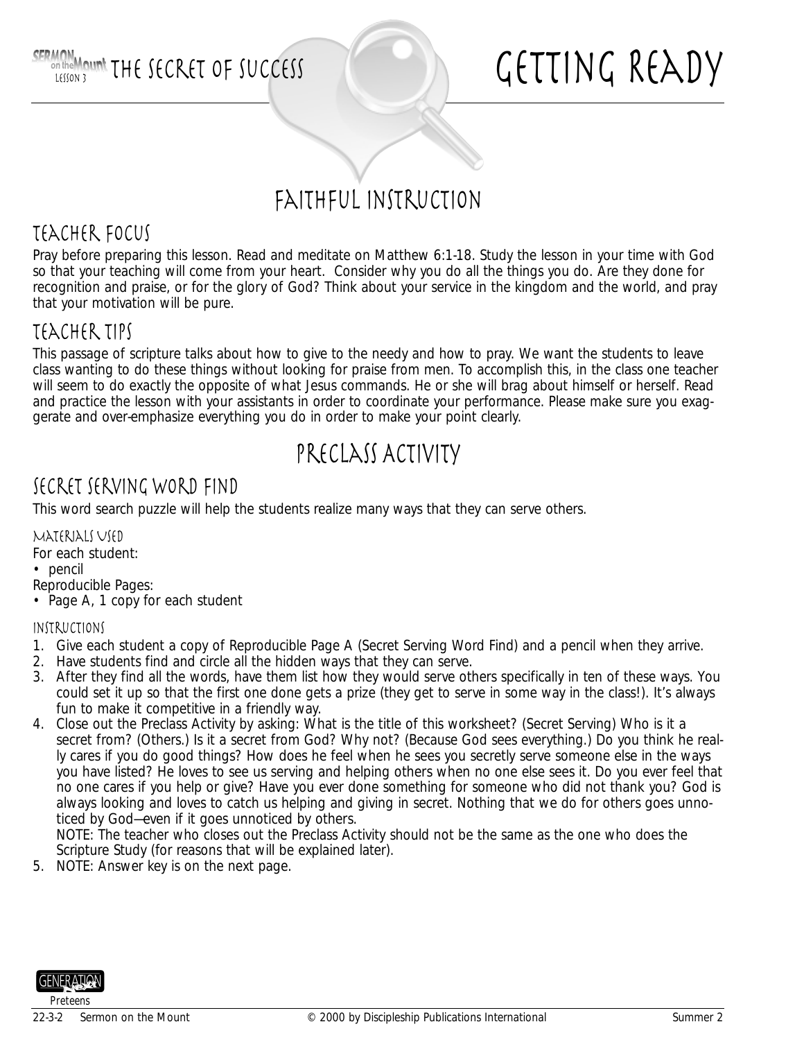# Getting Ready

## Faithful Instruction

### Teacher Focus

Pray before preparing this lesson. Read and meditate on Matthew 6:1-18. Study the lesson in your time with God so that your teaching will come from your heart. Consider why you do all the things you do. Are they done for recognition and praise, or for the glory of God? Think about your service in the kingdom and the world, and pray that your motivation will be pure.

### Teacher Tips

This passage of scripture talks about how to give to the needy and how to pray. We want the students to leave class wanting to do these things without looking for praise from men. To accomplish this, in the class one teacher will seem to do exactly the opposite of what Jesus commands. He or she will brag about himself or herself. Read and practice the lesson with your assistants in order to coordinate your performance. Please make sure you exaggerate and over-emphasize everything you do in order to make your point clearly.

## Preclass Activity

### Secret Serving Word Find

This word search puzzle will help the students realize many ways that they can serve others.

#### Materials Used

For each student:
- pencil

Reproducible Pages:
- Page A, 1 copy for each student

#### Instructions

1. Give each student a copy of Reproducible Page A (Secret Serving Word Find) and a pencil when they arrive.
2. Have students find and circle all the hidden ways that they can serve.
3. After they find all the words, have them list how they would serve others specifically in ten of these ways. You could set it up so that the first one done gets a prize (they get to serve in some way in the class!). It's always fun to make it competitive in a friendly way.
4. Close out the Preclass Activity by asking: What is the title of this worksheet? (Secret Serving) Who is it a secret from? (Others.) Is it a secret from God? Why not? (Because God sees everything.) Do you think he really cares if you do good things? How does he feel when he sees you secretly serve someone else in the ways you have listed? He loves to see us serving and helping others when no one else sees it. Do you ever feel that no one cares if you help or give? Have you ever done something for someone who did not thank you? God is always looking and loves to catch us helping and giving in secret. Nothing that we do for others goes unnoticed by God—even if it goes unnoticed by others.
   NOTE: The teacher who closes out the Preclass Activity should not be the same as the one who does the Scripture Study (for reasons that will be explained later).
5. NOTE: Answer key is on the next page.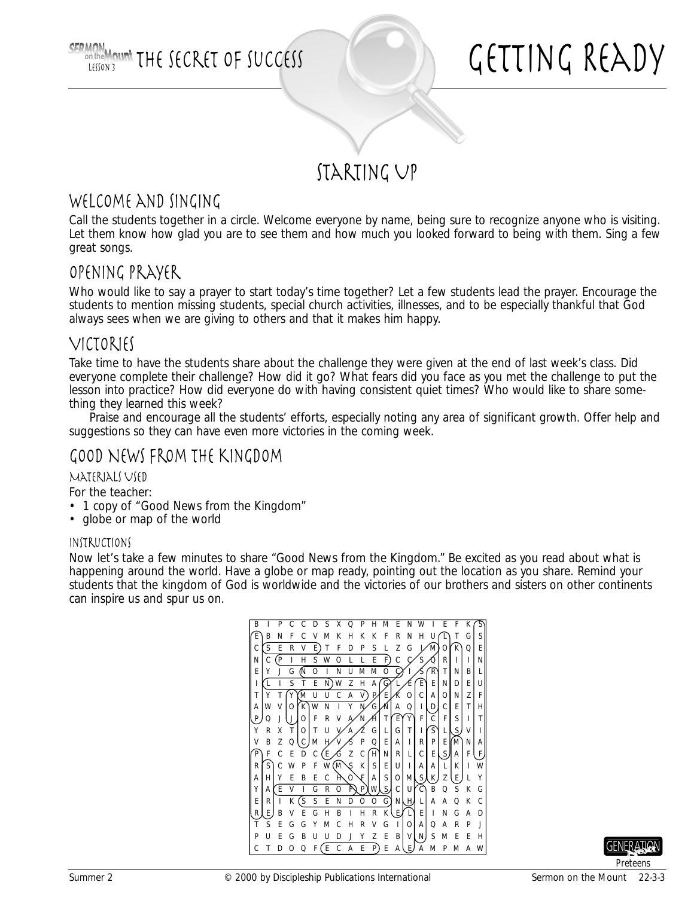# Getting Ready

## Starting Up

### Welcome and Singing

Call the students together in a circle. Welcome everyone by name, being sure to recognize anyone who is visiting. Let them know how glad you are to see them and how much you looked forward to being with them. Sing a few great songs.

### Opening Prayer

Who would like to say a prayer to start today's time together? Let a few students lead the prayer. Encourage the students to mention missing students, special church activities, illnesses, and to be especially thankful that God always sees when we are giving to others and that it makes him happy.

### Victories

Take time to have the students share about the challenge they were given at the end of last week's class. Did everyone complete their challenge? How did it go? What fears did you face as you met the challenge to put the lesson into practice? How did everyone do with having consistent quiet times? Who would like to share something they learned this week?

Praise and encourage all the students' efforts, especially noting any area of significant growth. Offer help and suggestions so they can have even more victories in the coming week.

### Good News from the Kingdom

#### Materials Used

For the teacher:

- 1 copy of "Good News from the Kingdom"
- globe or map of the world

#### Instructions

Now let's take a few minutes to share "Good News from the Kingdom." Be excited as you read about what is happening around the world. Have a globe or map ready, pointing out the location as you share. Remind your students that the kingdom of God is worldwide and the victories of our brothers and sisters on other continents can inspire us and spur us on.

| | | | | | | | | | | | | | | | | | | | |
|---|---|---|---|---|---|---|---|---|---|---|---|---|---|---|---|---|---|---|---|
| B | I | P | C | C | D | S | X | Q | P | H | M | E | N | W | I | E | F | K | S |
| E | B | N | F | C | V | M | K | H | K | K | F | R | N | H | U | L | T | G | S |
| C | S | E | R | V | E | T | F | D | P | S | L | Z | G | I | M | O | K | Q | E |
| N | C | P | I | H | S | W | O | L | L | E | F | C | C | S | O | R | I | I | N |
| E | Y | J | G | N | O | I | N | U | M | M | O | C | I | S | R | T | N | B | L |
| I | L | I | S | T | E | N | W | Z | H | A | G | L | E | E | E | N | D | E | U |
| T | Y | T | Y | M | U | U | C | A | V | P | E | K | O | C | A | O | N | Z | F |
| A | W | V | O | K | W | N | I | Y | N | G | N | A | Q | I | D | C | E | T | H |
| P | Q | J | J | O | F | R | V | A | N | H | T | E | Y | F | C | F | S | I | T |
| Y | R | X | T | O | T | U | V | A | Z | G | L | G | T | I | S | L | S | V | I |
| V | B | Z | Q | C | M | H | V | S | P | Q | E | A | I | R | P | E | M | N | A |
| P | F | C | E | D | C | E | G | Z | C | H | N | R | L | C | E | S | A | F | F |
| R | S | C | W | P | F | W | M | S | K | S | E | U | I | A | A | L | K | I | W |
| A | H | Y | E | B | E | C | H | O | F | A | S | O | M | S | K | Z | E | L | Y |
| Y | A | E | V | I | G | R | O | F | P | W | S | C | U | C | B | Q | S | K | G |
| E | R | I | K | S | S | E | N | D | O | O | G | N | H | L | A | A | Q | K | C |
| R | E | B | V | E | G | H | B | I | H | R | K | E | L | E | I | N | G | A | D |
| T | S | E | G | G | Y | M | C | H | R | V | G | I | O | A | Q | A | R | P | J |
| P | U | E | G | B | U | U | D | J | Y | Z | E | B | V | N | S | M | E | E | H |
| C | T | D | O | Q | F | E | C | A | E | P | E | A | E | A | M | P | M | A | W |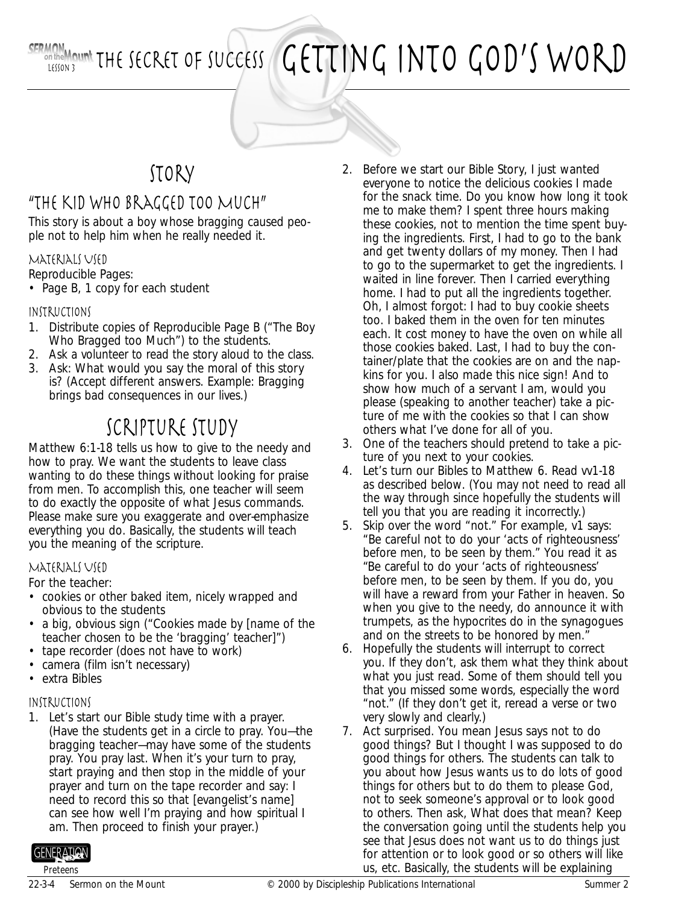# Getting Into God's Word

## Story

### "The Kid Who Bragged Too Much"

This story is about a boy whose bragging caused people not to help him when he really needed it.

#### Materials Used

Reproducible Pages:

- Page B, 1 copy for each student

#### Instructions

1. Distribute copies of Reproducible Page B ("The Boy Who Bragged too Much") to the students.
2. Ask a volunteer to read the story aloud to the class.
3. Ask: What would you say the moral of this story is? (Accept different answers. Example: Bragging brings bad consequences in our lives.)

## Scripture Study

Matthew 6:1-18 tells us how to give to the needy and how to pray. We want the students to leave class wanting to do these things without looking for praise from men. To accomplish this, one teacher will seem to do exactly the opposite of what Jesus commands. Please make sure you exaggerate and over-emphasize everything you do. Basically, the students will teach you the meaning of the scripture.

#### Materials Used

For the teacher:

- cookies or other baked item, nicely wrapped and obvious to the students
- a big, obvious sign ("Cookies made by [name of the teacher chosen to be the 'bragging' teacher]")
- tape recorder (does not have to work)
- camera (film isn't necessary)
- extra Bibles

#### Instructions

1. Let's start our Bible study time with a prayer. (Have the students get in a circle to pray. You—the bragging teacher—may have some of the students pray. You pray last. When it's your turn to pray, start praying and then stop in the middle of your prayer and turn on the tape recorder and say: I need to record this so that [evangelist's name] can see how well I'm praying and how spiritual I am. Then proceed to finish your prayer.)
2. Before we start our Bible Story, I just wanted everyone to notice the delicious cookies I made for the snack time. Do you know how long it took me to make them? I spent three hours making these cookies, not to mention the time spent buying the ingredients. First, I had to go to the bank and get twenty dollars of my money. Then I had to go to the supermarket to get the ingredients. I waited in line forever. Then I carried everything home. I had to put all the ingredients together. Oh, I almost forgot: I had to buy cookie sheets too. I baked them in the oven for ten minutes each. It cost money to have the oven on while all those cookies baked. Last, I had to buy the container/plate that the cookies are on and the napkins for you. I also made this nice sign! And to show how much of a servant I am, would you please (speaking to another teacher) take a picture of me with the cookies so that I can show others what I've done for all of you.
3. One of the teachers should pretend to take a picture of you next to your cookies.
4. Let's turn our Bibles to Matthew 6. Read vv1-18 as described below. (You may not need to read all the way through since hopefully the students will tell you that you are reading it incorrectly.)
5. Skip over the word "not." For example, v1 says: "Be careful not to do your 'acts of righteousness' before men, to be seen by them." You read it as "Be careful to do your 'acts of righteousness' before men, to be seen by them. If you do, you will have a reward from your Father in heaven. So when you give to the needy, do announce it with trumpets, as the hypocrites do in the synagogues and on the streets to be honored by men."
6. Hopefully the students will interrupt to correct you. If they don't, ask them what they think about what you just read. Some of them should tell you that you missed some words, especially the word "not." (If they don't get it, reread a verse or two very slowly and clearly.)
7. Act surprised. You mean Jesus says not to do good things? But I thought I was supposed to do good things for others. The students can talk to you about how Jesus wants us to do lots of good things for others but to do them to please God, not to seek someone's approval or to look good to others. Then ask, What does that mean? Keep the conversation going until the students help you see that Jesus does not want us to do things just for attention or to look good or so others will like us, etc. Basically, the students will be explaining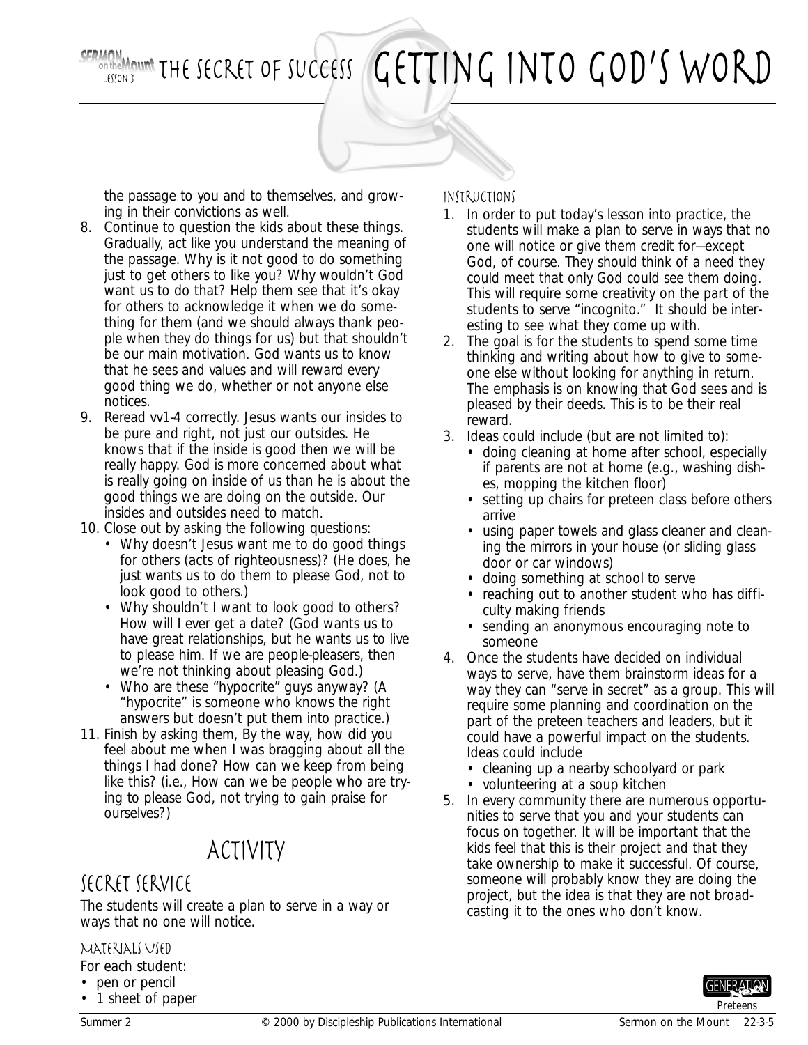the passage to you and to themselves, and growing in their convictions as well.

8. Continue to question the kids about these things. Gradually, act like you understand the meaning of the passage. Why is it not good to do something just to get others to like you? Why wouldn't God want us to do that? Help them see that it's okay for others to acknowledge it when we do something for them (and we should always thank people when they do things for us) but that shouldn't be our main motivation. God wants us to know that he sees and values and will reward every good thing we do, whether or not anyone else notices.
9. Reread vv1-4 correctly. Jesus wants our insides to be pure and right, not just our outsides. He knows that if the inside is good then we will be really happy. God is more concerned about what is really going on inside of us than he is about the good things we are doing on the outside. Our insides and outsides need to match.
10. Close out by asking the following questions:
    - Why doesn't Jesus want me to do good things for others (acts of righteousness)? (He does, he just wants us to do them to please God, not to look good to others.)
    - Why shouldn't I want to look good to others? How will I ever get a date? (God wants us to have great relationships, but he wants us to live to please him. If we are people-pleasers, then we're not thinking about pleasing God.)
    - Who are these "hypocrite" guys anyway? (A "hypocrite" is someone who knows the right answers but doesn't put them into practice.)
11. Finish by asking them, By the way, how did you feel about me when I was bragging about all the things I had done? How can we keep from being like this? (i.e., How can we be people who are trying to please God, not trying to gain praise for ourselves?)

# Activity

## Secret Service

The students will create a plan to serve in a way or ways that no one will notice.

### Materials Used

For each student:

- pen or pencil
- 1 sheet of paper

### Instructions

1. In order to put today's lesson into practice, the students will make a plan to serve in ways that no one will notice or give them credit for—except God, of course. They should think of a need they could meet that only God could see them doing. This will require some creativity on the part of the students to serve "incognito." It should be interesting to see what they come up with.
2. The goal is for the students to spend some time thinking and writing about how to give to someone else without looking for anything in return. The emphasis is on knowing that God sees and is pleased by their deeds. This is to be their real reward.
3. Ideas could include (but are not limited to):
    - doing cleaning at home after school, especially if parents are not at home (e.g., washing dishes, mopping the kitchen floor)
    - setting up chairs for preteen class before others arrive
    - using paper towels and glass cleaner and cleaning the mirrors in your house (or sliding glass door or car windows)
    - doing something at school to serve
    - reaching out to another student who has difficulty making friends
    - sending an anonymous encouraging note to someone
4. Once the students have decided on individual ways to serve, have them brainstorm ideas for a way they can "serve in secret" as a group. This will require some planning and coordination on the part of the preteen teachers and leaders, but it could have a powerful impact on the students. Ideas could include
    - cleaning up a nearby schoolyard or park
    - volunteering at a soup kitchen
5. In every community there are numerous opportunities to serve that you and your students can focus on together. It will be important that the kids feel that this is their project and that they take ownership to make it successful. Of course, someone will probably know they are doing the project, but the idea is that they are not broadcasting it to the ones who don't know.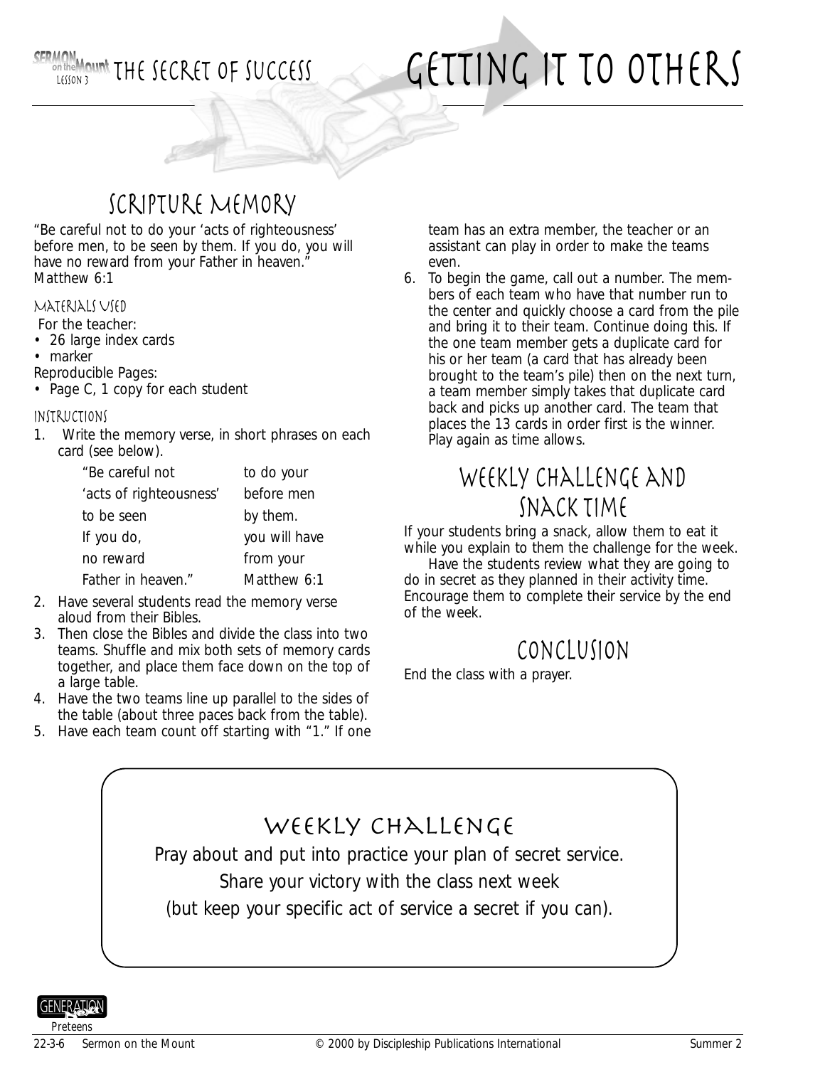# GETTING IT TO OTHERS

## SCRIPTURE MEMORY

"Be careful not to do your 'acts of righteousness' before men, to be seen by them. If you do, you will have no reward from your Father in heaven." Matthew 6:1

### MATERIALS USED

For the teacher:

- 26 large index cards
- marker

Reproducible Pages:

- Page C, 1 copy for each student

### INSTRUCTIONS

1. Write the memory verse, in short phrases on each card (see below).

| | |
|---|---|
| "Be careful not | to do your |
| 'acts of righteousness' | before men |
| to be seen | by them. |
| If you do, | you will have |
| no reward | from your |
| Father in heaven." | Matthew 6:1 |

2. Have several students read the memory verse aloud from their Bibles.
3. Then close the Bibles and divide the class into two teams. Shuffle and mix both sets of memory cards together, and place them face down on the top of a large table.
4. Have the two teams line up parallel to the sides of the table (about three paces back from the table).
5. Have each team count off starting with "1." If one team has an extra member, the teacher or an assistant can play in order to make the teams even.
6. To begin the game, call out a number. The members of each team who have that number run to the center and quickly choose a card from the pile and bring it to their team. Continue doing this. If the one team member gets a duplicate card for his or her team (a card that has already been brought to the team's pile) then on the next turn, a team member simply takes that duplicate card back and picks up another card. The team that places the 13 cards in order first is the winner. Play again as time allows.

## WEEKLY CHALLENGE AND SNACK TIME

If your students bring a snack, allow them to eat it while you explain to them the challenge for the week.

Have the students review what they are going to do in secret as they planned in their activity time. Encourage them to complete their service by the end of the week.

## CONCLUSION

End the class with a prayer.

## WEEKLY CHALLENGE

Pray about and put into practice your plan of secret service.

Share your victory with the class next week

(but keep your specific act of service a secret if you can).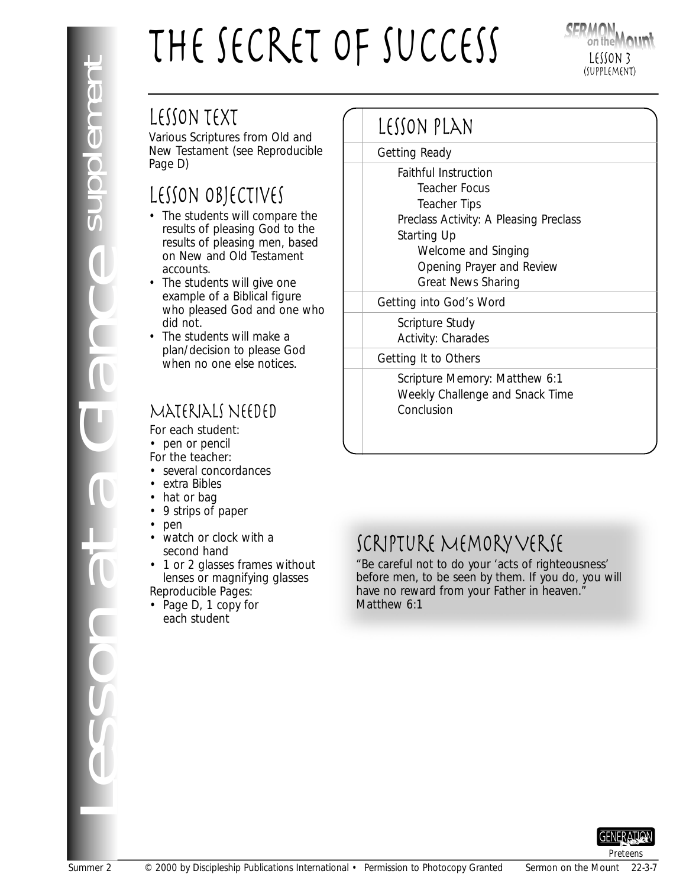# The Secret of Success

Sermon on the Mount
Lesson 3
(Supplement)

Lesson at a Glance supplement

## Lesson Text

Various Scriptures from Old and New Testament (see Reproducible Page D)

## Lesson Objectives

- The students will compare the results of pleasing God to the results of pleasing men, based on New and Old Testament accounts.
- The students will give one example of a Biblical figure who pleased God and one who did not.
- The students will make a plan/decision to please God when no one else notices.

## Materials Needed

For each student:
- pen or pencil

For the teacher:
- several concordances
- extra Bibles
- hat or bag
- 9 strips of paper
- pen
- watch or clock with a second hand
- 1 or 2 glasses frames without lenses or magnifying glasses

Reproducible Pages:
- Page D, 1 copy for each student

## Lesson Plan

Getting Ready
- Faithful Instruction
  - Teacher Focus
  - Teacher Tips
- Preclass Activity: A Pleasing Preclass
- Starting Up
  - Welcome and Singing
  - Opening Prayer and Review
  - Great News Sharing

Getting into God's Word
- Scripture Study
- Activity: Charades

Getting It to Others
- Scripture Memory: Matthew 6:1
- Weekly Challenge and Snack Time
- Conclusion

## Scripture Memory Verse

"Be careful not to do your 'acts of righteousness' before men, to be seen by them. If you do, you will have no reward from your Father in heaven."
Matthew 6:1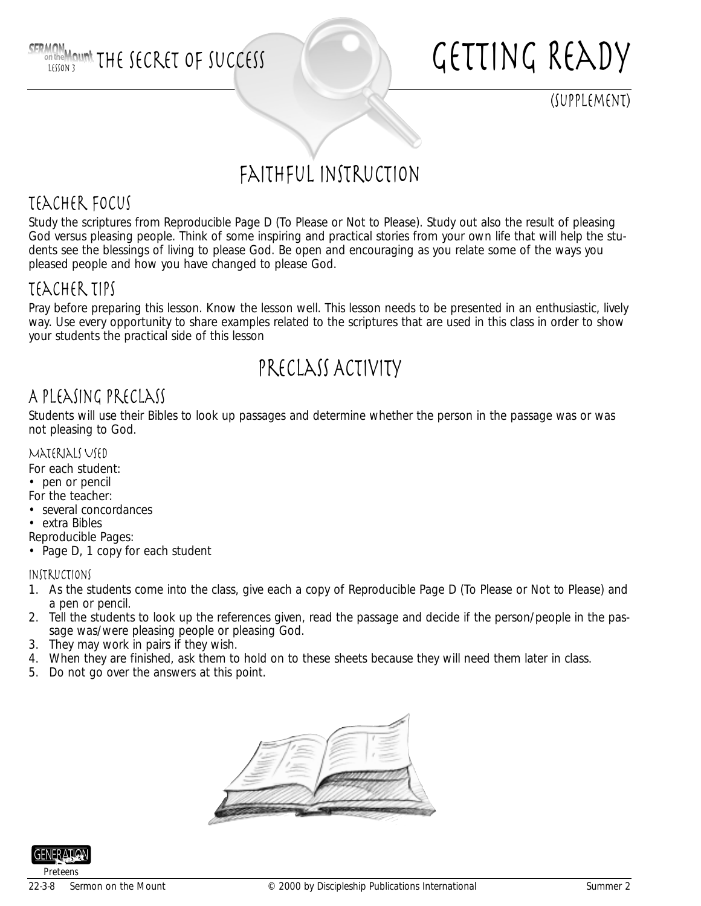# GETTING READY

(SUPPLEMENT)

## FAITHFUL INSTRUCTION

### TEACHER FOCUS

Study the scriptures from Reproducible Page D (To Please or Not to Please). Study out also the result of pleasing God versus pleasing people. Think of some inspiring and practical stories from your own life that will help the students see the blessings of living to please God. Be open and encouraging as you relate some of the ways you pleased people and how you have changed to please God.

### TEACHER TIPS

Pray before preparing this lesson. Know the lesson well. This lesson needs to be presented in an enthusiastic, lively way. Use every opportunity to share examples related to the scriptures that are used in this class in order to show your students the practical side of this lesson

## PRECLASS ACTIVITY

### A PLEASING PRECLASS

Students will use their Bibles to look up passages and determine whether the person in the passage was or was not pleasing to God.

#### MATERIALS USED

For each student:
- pen or pencil

For the teacher:
- several concordances
- extra Bibles

Reproducible Pages:
- Page D, 1 copy for each student

#### INSTRUCTIONS

1. As the students come into the class, give each a copy of Reproducible Page D (To Please or Not to Please) and a pen or pencil.
2. Tell the students to look up the references given, read the passage and decide if the person/people in the passage was/were pleasing people or pleasing God.
3. They may work in pairs if they wish.
4. When they are finished, ask them to hold on to these sheets because they will need them later in class.
5. Do not go over the answers at this point.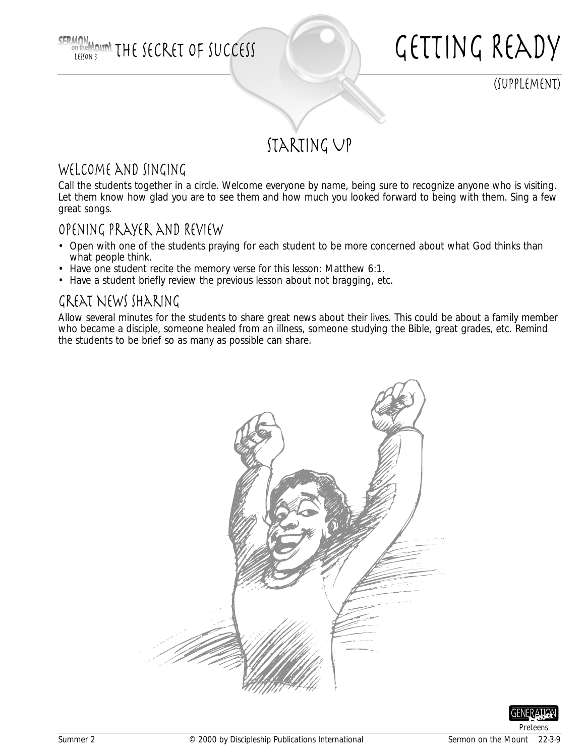# Getting Ready

(Supplement)

## Starting Up

### Welcome and Singing

Call the students together in a circle. Welcome everyone by name, being sure to recognize anyone who is visiting. Let them know how glad you are to see them and how much you looked forward to being with them. Sing a few great songs.

### Opening Prayer and Review

- Open with one of the students praying for each student to be more concerned about what God thinks than what people think.
- Have one student recite the memory verse for this lesson: Matthew 6:1.
- Have a student briefly review the previous lesson about not bragging, etc.

### Great News Sharing

Allow several minutes for the students to share great news about their lives. This could be about a family member who became a disciple, someone healed from an illness, someone studying the Bible, great grades, etc. Remind the students to be brief so as many as possible can share.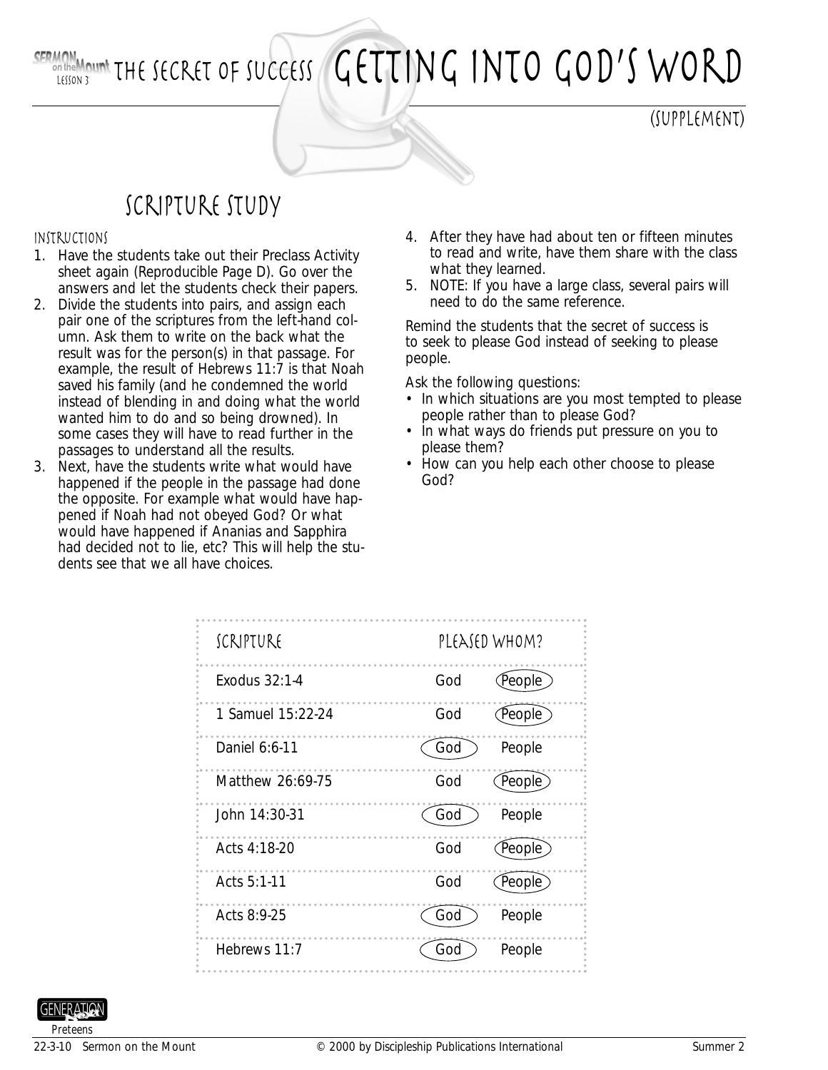# Getting into God's Word

The Secret of Success

(Supplement)

## Scripture Study

### Instructions

1. Have the students take out their Preclass Activity sheet again (Reproducible Page D). Go over the answers and let the students check their papers.
2. Divide the students into pairs, and assign each pair one of the scriptures from the left-hand column. Ask them to write on the back what the result was for the person(s) in that passage. For example, the result of Hebrews 11:7 is that Noah saved his family (and he condemned the world instead of blending in and doing what the world wanted him to do and so being drowned). In some cases they will have to read further in the passages to understand all the results.
3. Next, have the students write what would have happened if the people in the passage had done the opposite. For example what would have happened if Noah had not obeyed God? Or what would have happened if Ananias and Sapphira had decided not to lie, etc? This will help the students see that we all have choices.
4. After they have had about ten or fifteen minutes to read and write, have them share with the class what they learned.
5. NOTE: If you have a large class, several pairs will need to do the same reference.

Remind the students that the secret of success is to seek to please God instead of seeking to please people.

Ask the following questions:

- In which situations are you most tempted to please people rather than to please God?
- In what ways do friends put pressure on you to please them?
- How can you help each other choose to please God?

| Scripture | Pleased Whom? |
|---|---|
| Exodus 32:1-4 | People |
| 1 Samuel 15:22-24 | People |
| Daniel 6:6-11 | God |
| Matthew 26:69-75 | People |
| John 14:30-31 | God |
| Acts 4:18-20 | People |
| Acts 5:1-11 | People |
| Acts 8:9-25 | God |
| Hebrews 11:7 | God |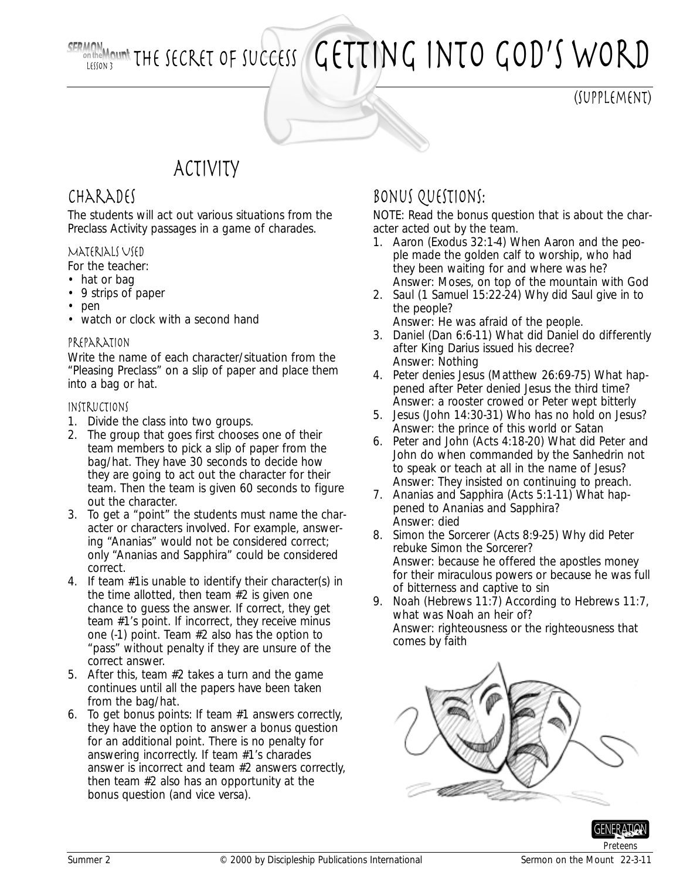# The Secret of Success — Getting into God's Word

(Supplement)

## Activity

### Charades

The students will act out various situations from the Preclass Activity passages in a game of charades.

#### Materials Used

For the teacher:

- hat or bag
- 9 strips of paper
- pen
- watch or clock with a second hand

#### Preparation

Write the name of each character/situation from the "Pleasing Preclass" on a slip of paper and place them into a bag or hat.

#### Instructions

1. Divide the class into two groups.
2. The group that goes first chooses one of their team members to pick a slip of paper from the bag/hat. They have 30 seconds to decide how they are going to act out the character for their team. Then the team is given 60 seconds to figure out the character.
3. To get a "point" the students must name the character or characters involved. For example, answering "Ananias" would not be considered correct; only "Ananias and Sapphira" could be considered correct.
4. If team #1is unable to identify their character(s) in the time allotted, then team #2 is given one chance to guess the answer. If correct, they get team #1's point. If incorrect, they receive minus one (-1) point. Team #2 also has the option to "pass" without penalty if they are unsure of the correct answer.
5. After this, team #2 takes a turn and the game continues until all the papers have been taken from the bag/hat.
6. To get bonus points: If team #1 answers correctly, they have the option to answer a bonus question for an additional point. There is no penalty for answering incorrectly. If team #1's charades answer is incorrect and team #2 answers correctly, then team #2 also has an opportunity at the bonus question (and vice versa).

### Bonus Questions:

NOTE: Read the bonus question that is about the character acted out by the team.

1. Aaron (Exodus 32:1-4) When Aaron and the people made the golden calf to worship, who had they been waiting for and where was he?
   Answer: Moses, on top of the mountain with God
2. Saul (1 Samuel 15:22-24) Why did Saul give in to the people?
   Answer: He was afraid of the people.
3. Daniel (Dan 6:6-11) What did Daniel do differently after King Darius issued his decree?
   Answer: Nothing
4. Peter denies Jesus (Matthew 26:69-75) What happened after Peter denied Jesus the third time?
   Answer: a rooster crowed or Peter wept bitterly
5. Jesus (John 14:30-31) Who has no hold on Jesus?
   Answer: the prince of this world or Satan
6. Peter and John (Acts 4:18-20) What did Peter and John do when commanded by the Sanhedrin not to speak or teach at all in the name of Jesus?
   Answer: They insisted on continuing to preach.
7. Ananias and Sapphira (Acts 5:1-11) What happened to Ananias and Sapphira?
   Answer: died
8. Simon the Sorcerer (Acts 8:9-25) Why did Peter rebuke Simon the Sorcerer?
   Answer: because he offered the apostles money for their miraculous powers or because he was full of bitterness and captive to sin
9. Noah (Hebrews 11:7) According to Hebrews 11:7, what was Noah an heir of?
   Answer: righteousness or the righteousness that comes by faith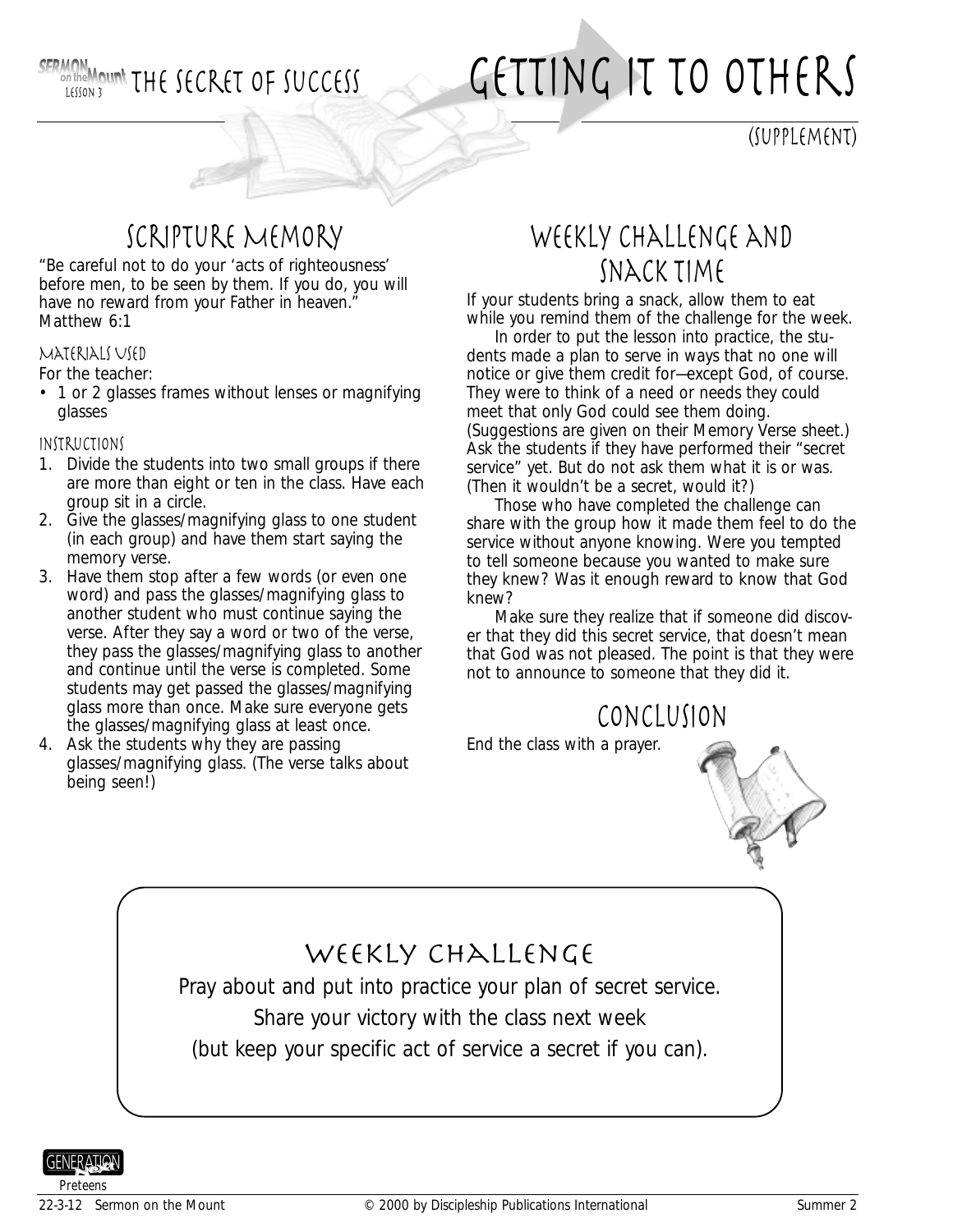# Getting It to Others

(Supplement)

## Scripture Memory

"Be careful not to do your 'acts of righteousness' before men, to be seen by them. If you do, you will have no reward from your Father in heaven." Matthew 6:1

### Materials Used

For the teacher:

- 1 or 2 glasses frames without lenses or magnifying glasses

### Instructions

1. Divide the students into two small groups if there are more than eight or ten in the class. Have each group sit in a circle.
2. Give the glasses/magnifying glass to one student (in each group) and have them start saying the memory verse.
3. Have them stop after a few words (or even one word) and pass the glasses/magnifying glass to another student who must continue saying the verse. After they say a word or two of the verse, they pass the glasses/magnifying glass to another and continue until the verse is completed. Some students may get passed the glasses/magnifying glass more than once. Make sure everyone gets the glasses/magnifying glass at least once.
4. Ask the students why they are passing glasses/magnifying glass. (The verse talks about being seen!)

## Weekly Challenge and Snack Time

If your students bring a snack, allow them to eat while you remind them of the challenge for the week.

In order to put the lesson into practice, the students made a plan to serve in ways that no one will notice or give them credit for—except God, of course. They were to think of a need or needs they could meet that only God could see them doing. (Suggestions are given on their Memory Verse sheet.) Ask the students if they have performed their "secret service" yet. But do not ask them what it is or was. (Then it wouldn't be a secret, would it?)

Those who have completed the challenge can share with the group how it made them feel to do the service without anyone knowing. Were you tempted to tell someone because you wanted to make sure they knew? Was it enough reward to know that God knew?

Make sure they realize that if someone did discover that they did this secret service, that doesn't mean that God was not pleased. The point is that they were not to announce to someone that they did it.

## Conclusion

End the class with a prayer.

## Weekly Challenge

Pray about and put into practice your plan of secret service.
Share your victory with the class next week
(but keep your specific act of service a secret if you can).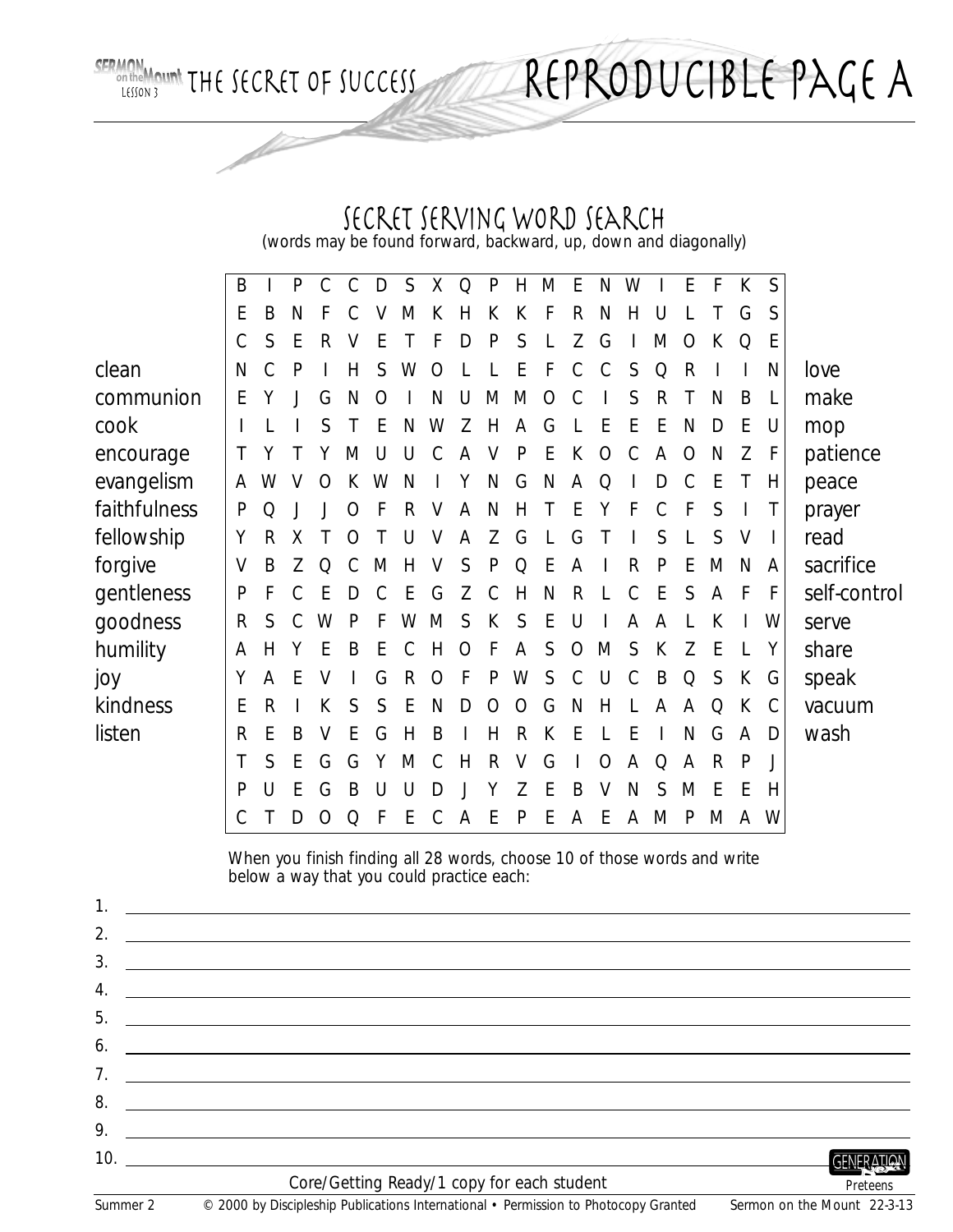# REPRODUCIBLE PAGE A

## SECRET SERVING WORD SEARCH

(words may be found forward, backward, up, down and diagonally)

| | | | | | | | | | | | | | | | | | | | | | | | | |
|---|---|---|---|---|---|---|---|---|---|---|---|---|---|---|---|---|---|---|---|---|---|---|---|---|
| | B | I | P | C | C | D | S | X | Q | P | H | M | E | N | W | I | E | F | K | S | |
| | E | B | N | F | C | V | M | K | H | K | K | F | R | N | H | U | L | T | G | S | |
| | C | S | E | R | V | E | T | F | D | P | S | L | Z | G | I | M | O | K | Q | E | |
| clean | N | C | P | I | H | S | W | O | L | L | E | F | C | C | S | Q | R | I | I | N | love |
| communion | E | Y | J | G | N | O | I | N | U | M | M | O | C | I | S | R | T | N | B | L | make |
| cook | I | L | I | S | T | E | N | W | Z | H | A | G | L | E | E | E | N | D | E | U | mop |
| encourage | T | Y | T | Y | M | U | U | C | A | V | P | E | K | O | C | A | O | N | Z | F | patience |
| evangelism | A | W | V | O | K | W | N | I | Y | N | G | N | A | Q | I | D | C | E | T | H | peace |
| faithfulness | P | Q | J | J | O | F | R | V | A | N | H | T | E | Y | F | C | F | S | I | T | prayer |
| fellowship | Y | R | X | T | O | T | U | V | A | Z | G | L | G | T | I | S | L | S | V | I | read |
| forgive | V | B | Z | Q | C | M | H | V | S | P | Q | E | A | I | R | P | E | M | N | A | sacrifice |
| gentleness | P | F | C | E | D | C | E | G | Z | C | H | N | R | L | C | E | S | A | F | F | self-control |
| goodness | R | S | C | W | P | F | W | M | S | K | S | E | U | I | A | A | L | K | I | W | serve |
| humility | A | H | Y | E | B | E | C | H | O | F | A | S | O | M | S | K | Z | E | L | Y | share |
| joy | Y | A | E | V | I | G | R | O | F | P | W | S | C | U | C | B | Q | S | K | G | speak |
| kindness | E | R | I | K | S | S | E | N | D | O | O | G | N | H | L | A | A | Q | K | C | vacuum |
| listen | R | E | B | V | E | G | H | B | I | H | R | K | E | L | E | I | N | G | A | D | wash |
| | T | S | E | G | G | Y | M | C | H | R | V | G | I | O | A | Q | A | R | P | J | |
| | P | U | E | G | B | U | U | D | J | Y | Z | E | B | V | N | S | M | E | E | H | |
| | C | T | D | O | Q | F | E | C | A | E | P | E | A | E | A | M | P | M | A | W | |

When you finish finding all 28 words, choose 10 of those words and write below a way that you could practice each:

1. ______________________________
2. ______________________________
3. ______________________________
4. ______________________________
5. ______________________________
6. ______________________________
7. ______________________________
8. ______________________________
9. ______________________________
10. ______________________________

Core/Getting Ready/1 copy for each student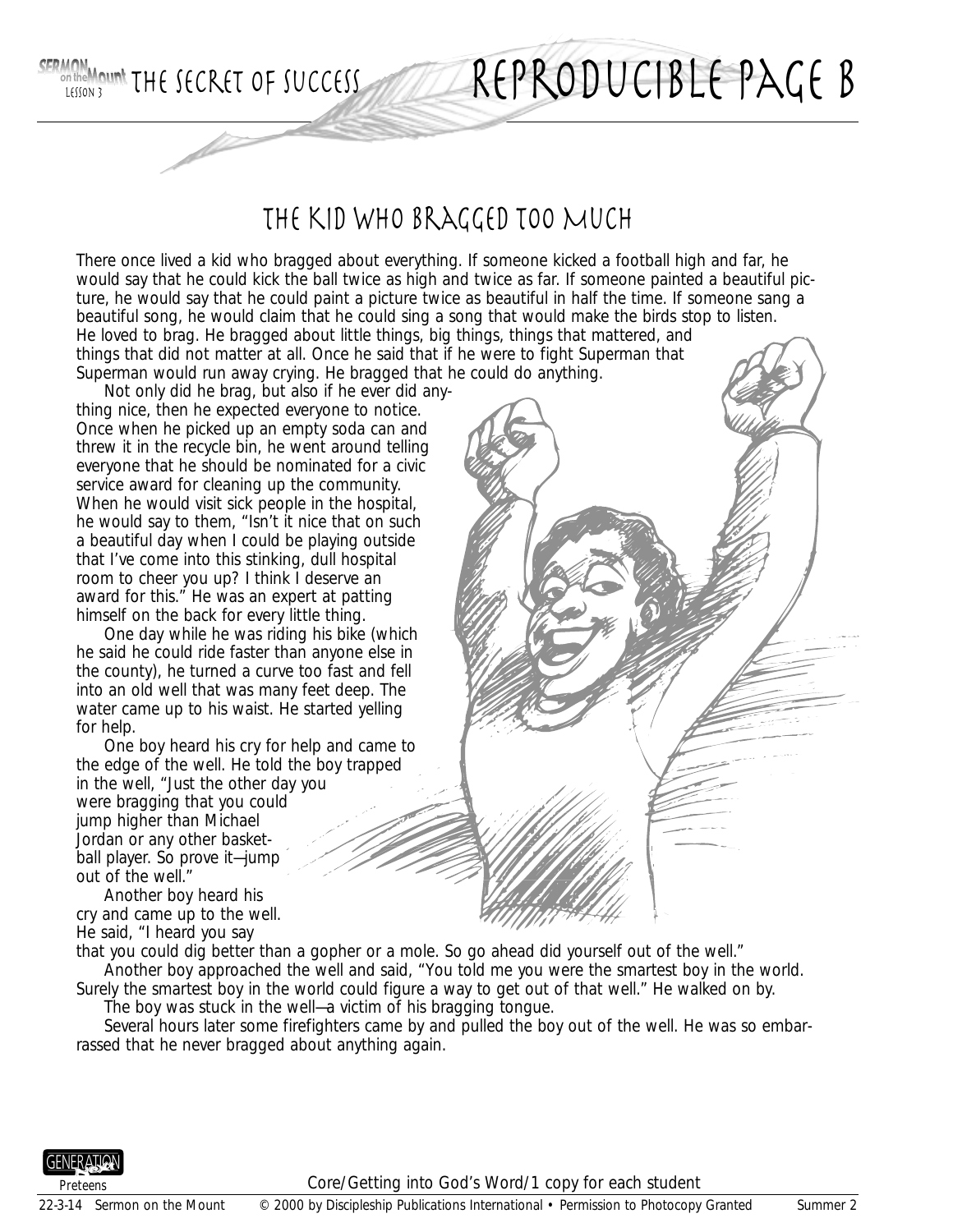# REPRODUCIBLE PAGE B

## THE KID WHO BRAGGED TOO MUCH

There once lived a kid who bragged about everything. If someone kicked a football high and far, he would say that he could kick the ball twice as high and twice as far. If someone painted a beautiful picture, he would say that he could paint a picture twice as beautiful in half the time. If someone sang a beautiful song, he would claim that he could sing a song that would make the birds stop to listen. He loved to brag. He bragged about little things, big things, things that mattered, and things that did not matter at all. Once he said that if he were to fight Superman that Superman would run away crying. He bragged that he could do anything.

Not only did he brag, but also if he ever did anything nice, then he expected everyone to notice. Once when he picked up an empty soda can and threw it in the recycle bin, he went around telling everyone that he should be nominated for a civic service award for cleaning up the community. When he would visit sick people in the hospital, he would say to them, "Isn't it nice that on such a beautiful day when I could be playing outside that I've come into this stinking, dull hospital room to cheer you up? I think I deserve an award for this." He was an expert at patting himself on the back for every little thing.

One day while he was riding his bike (which he said he could ride faster than anyone else in the county), he turned a curve too fast and fell into an old well that was many feet deep. The water came up to his waist. He started yelling for help.

One boy heard his cry for help and came to the edge of the well. He told the boy trapped in the well, "Just the other day you were bragging that you could jump higher than Michael Jordan or any other basketball player. So prove it—jump out of the well."

Another boy heard his cry and came up to the well. He said, "I heard you say that you could dig better than a gopher or a mole. So go ahead did yourself out of the well."

Another boy approached the well and said, "You told me you were the smartest boy in the world. Surely the smartest boy in the world could figure a way to get out of that well." He walked on by.

The boy was stuck in the well—a victim of his bragging tongue.

Several hours later some firefighters came by and pulled the boy out of the well. He was so embarrassed that he never bragged about anything again.

Core/Getting into God's Word/1 copy for each student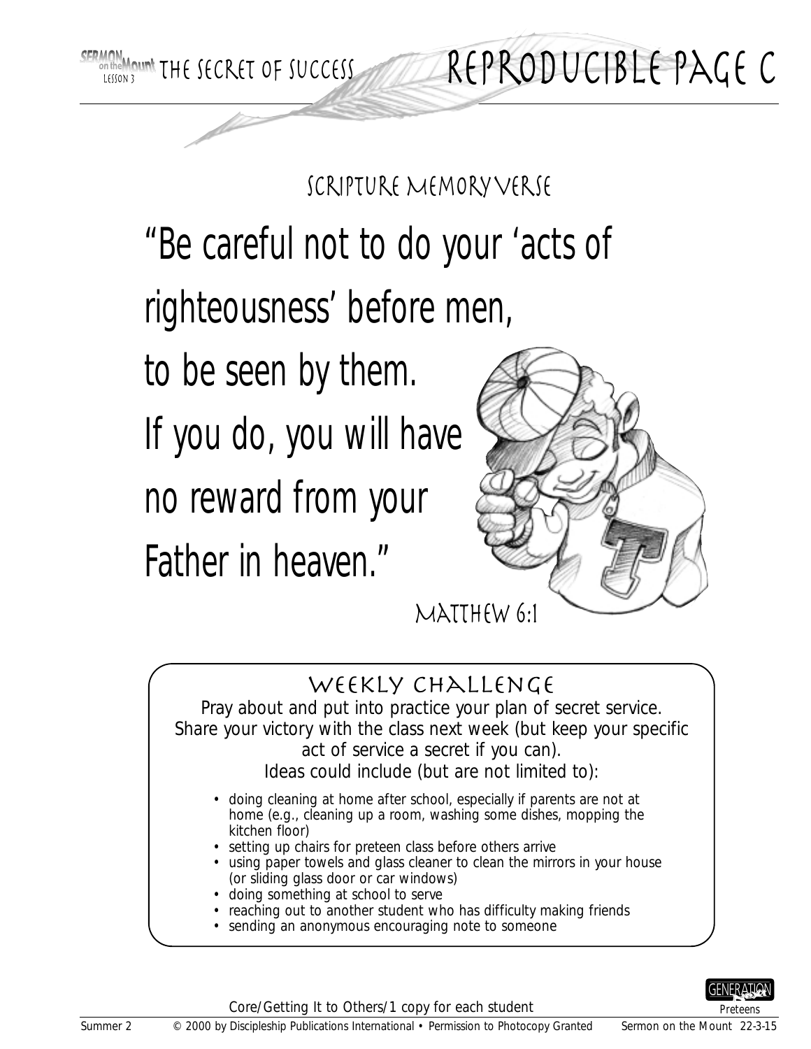# Reproducible Page C

## Scripture Memory Verse

"Be careful not to do your 'acts of righteousness' before men, to be seen by them. If you do, you will have no reward from your Father in heaven."

Matthew 6:1

## Weekly Challenge

Pray about and put into practice your plan of secret service. Share your victory with the class next week (but keep your specific act of service a secret if you can).

Ideas could include (but are not limited to):

- doing cleaning at home after school, especially if parents are not at home (e.g., cleaning up a room, washing some dishes, mopping the kitchen floor)
- setting up chairs for preteen class before others arrive
- using paper towels and glass cleaner to clean the mirrors in your house (or sliding glass door or car windows)
- doing something at school to serve
- reaching out to another student who has difficulty making friends
- sending an anonymous encouraging note to someone

Core/Getting It to Others/1 copy for each student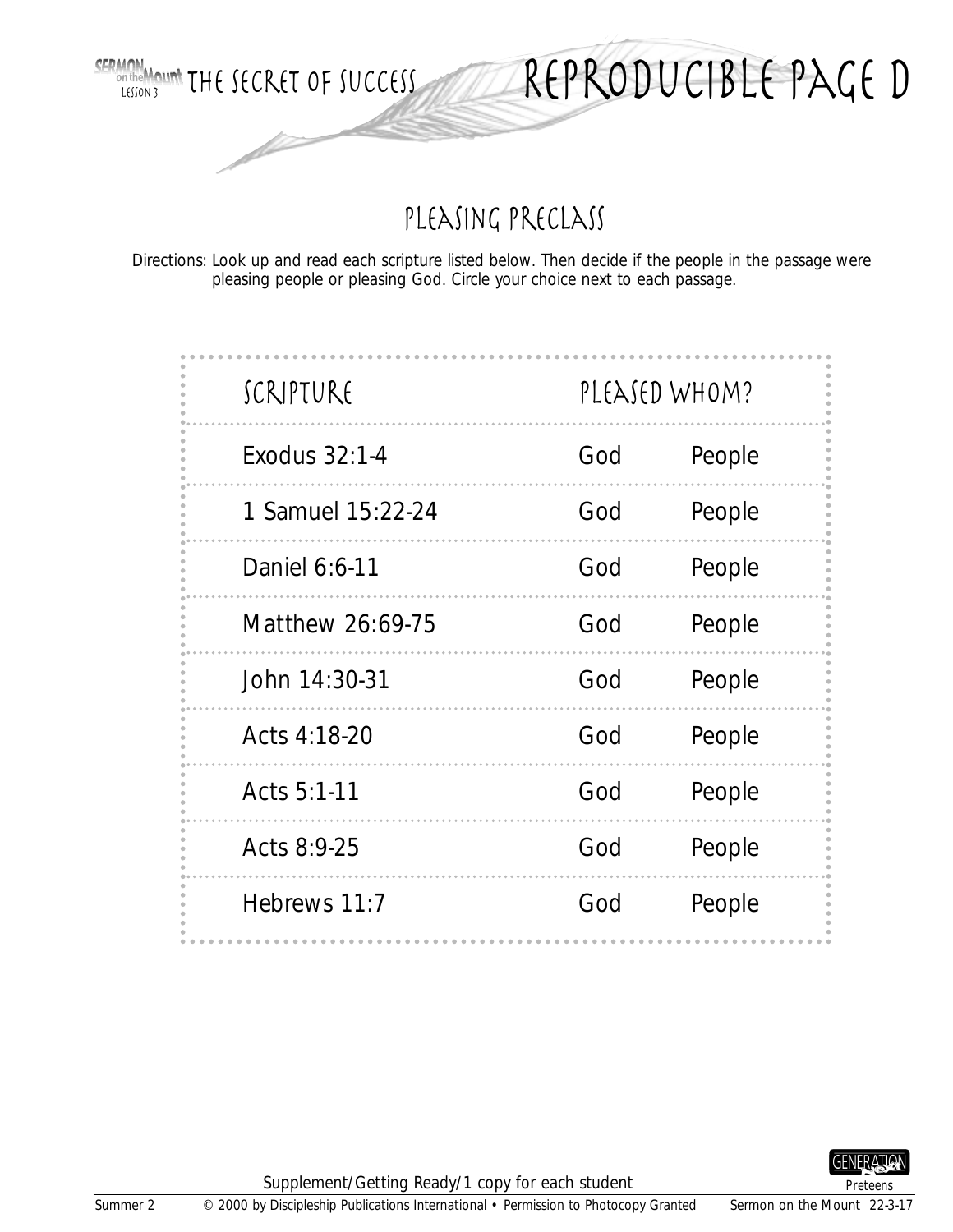# REPRODUCIBLE PAGE D

## PLEASING PRECLASS

Directions: Look up and read each scripture listed below. Then decide if the people in the passage were pleasing people or pleasing God. Circle your choice next to each passage.

| SCRIPTURE | PLEASED WHOM? | |
|---|---|---|
| Exodus 32:1-4 | God | People |
| 1 Samuel 15:22-24 | God | People |
| Daniel 6:6-11 | God | People |
| Matthew 26:69-75 | God | People |
| John 14:30-31 | God | People |
| Acts 4:18-20 | God | People |
| Acts 5:1-11 | God | People |
| Acts 8:9-25 | God | People |
| Hebrews 11:7 | God | People |

Supplement/Getting Ready/1 copy for each student